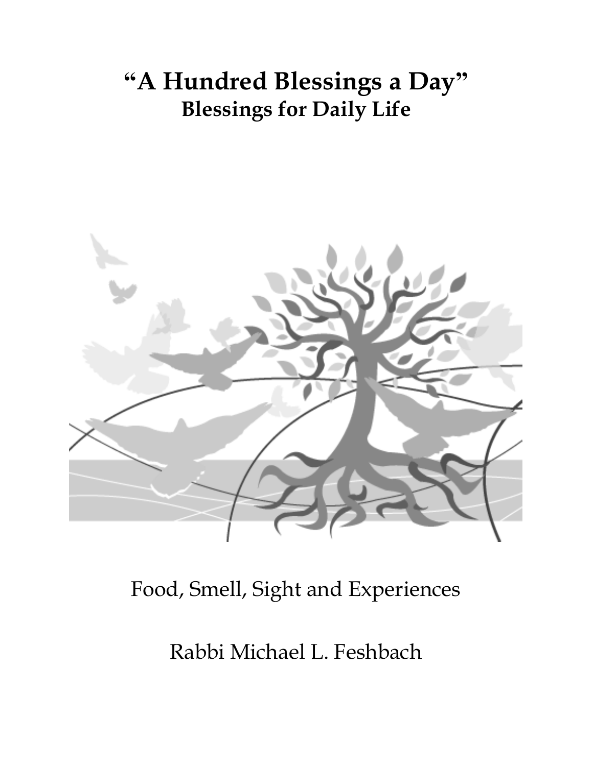# "A Hundred Blessings a Day"

## Blessings for Daily Life

Food, Smell, Sight and Experiences

Rabbi Michael L. Feshbach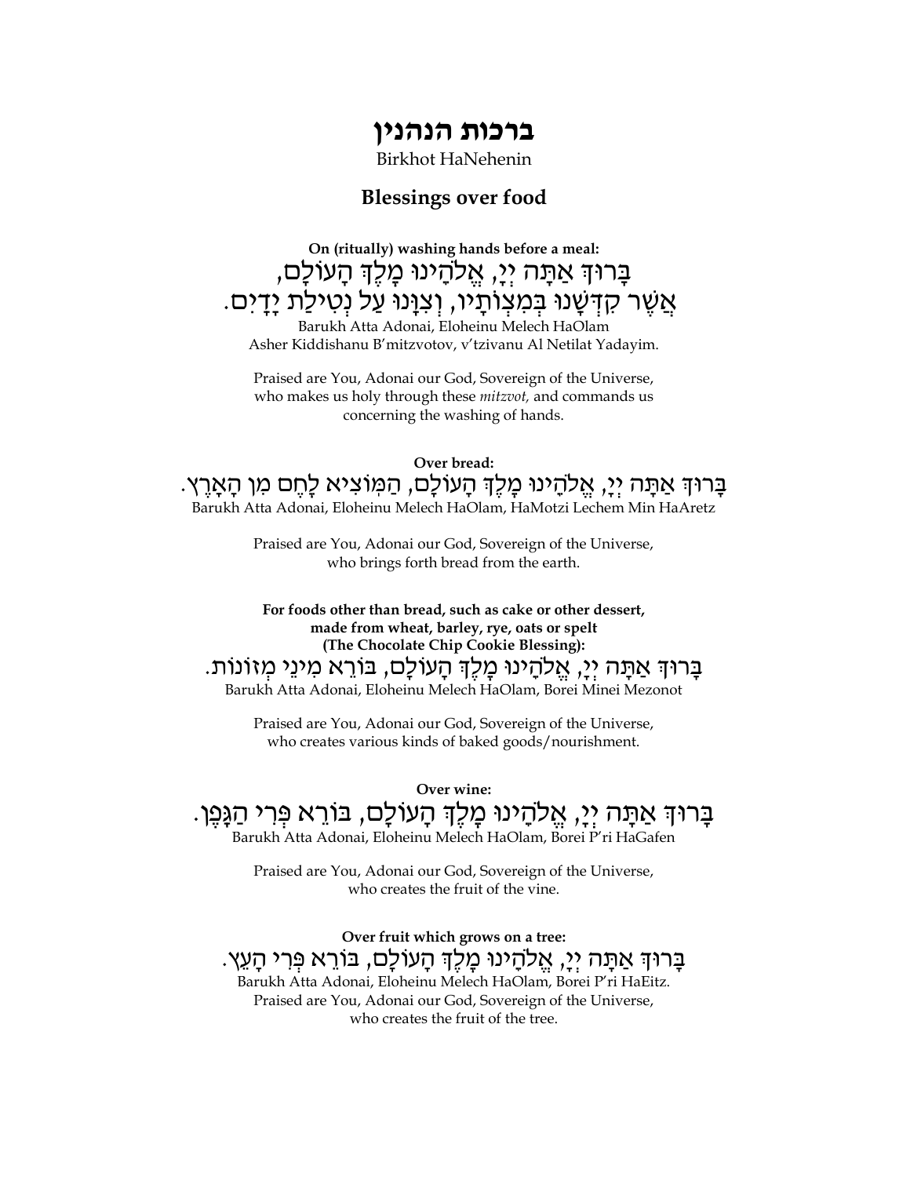# ברכות הנהנין

Birkhot HaNehenin

## Blessings over food

**On (ritually) washing hands before a meal:**

בָּרוּךְ אַתָּה יְיָ, אֱלֹהֵינוּ מֶלֶךְ הָעוֹלָם,
אֲשֶׁר קִדְּשָׁנוּ בְּמִצְוֹתָיו, וְצִוָּנוּ עַל נְטִילַת יָדָיִם.

Barukh Atta Adonai, Eloheinu Melech HaOlam
Asher Kiddishanu B'mitzvotov, v'tzivanu Al Netilat Yadayim.

Praised are You, Adonai our God, Sovereign of the Universe, who makes us holy through these *mitzvot,* and commands us concerning the washing of hands.

**Over bread:**

בָּרוּךְ אַתָּה יְיָ, אֱלֹהֵינוּ מֶלֶךְ הָעוֹלָם, הַמּוֹצִיא לֶחֶם מִן הָאָרֶץ.

Barukh Atta Adonai, Eloheinu Melech HaOlam, HaMotzi Lechem Min HaAretz

Praised are You, Adonai our God, Sovereign of the Universe, who brings forth bread from the earth.

**For foods other than bread, such as cake or other dessert, made from wheat, barley, rye, oats or spelt (The Chocolate Chip Cookie Blessing):**

בָּרוּךְ אַתָּה יְיָ, אֱלֹהֵינוּ מֶלֶךְ הָעוֹלָם, בּוֹרֵא מִינֵי מְזוֹנוֹת.

Barukh Atta Adonai, Eloheinu Melech HaOlam, Borei Minei Mezonot

Praised are You, Adonai our God, Sovereign of the Universe, who creates various kinds of baked goods/nourishment.

**Over wine:**

בָּרוּךְ אַתָּה יְיָ, אֱלֹהֵינוּ מֶלֶךְ הָעוֹלָם, בּוֹרֵא פְּרִי הַגָּפֶן.

Barukh Atta Adonai, Eloheinu Melech HaOlam, Borei P'ri HaGafen

Praised are You, Adonai our God, Sovereign of the Universe, who creates the fruit of the vine.

**Over fruit which grows on a tree:**

בָּרוּךְ אַתָּה יְיָ, אֱלֹהֵינוּ מֶלֶךְ הָעוֹלָם, בּוֹרֵא פְּרִי הָעֵץ.

Barukh Atta Adonai, Eloheinu Melech HaOlam, Borei P'ri HaEitz.
Praised are You, Adonai our God, Sovereign of the Universe, who creates the fruit of the tree.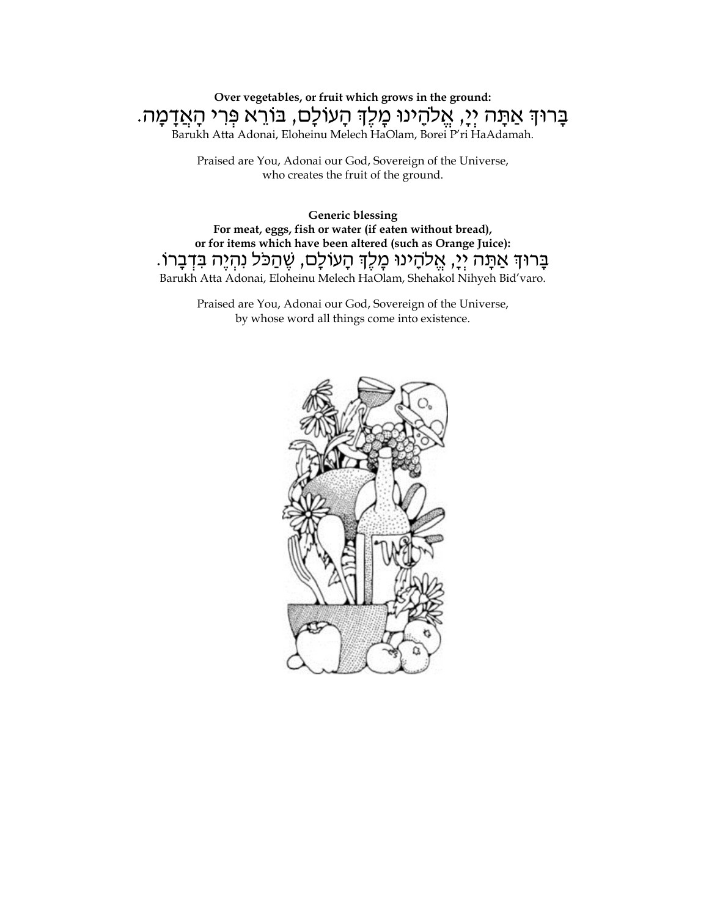**Over vegetables, or fruit which grows in the ground:**

בָּרוּךְ אַתָּה יְיָ, אֱלֹהֵינוּ מֶלֶךְ הָעוֹלָם, בּוֹרֵא פְּרִי הָאֲדָמָה.

Barukh Atta Adonai, Eloheinu Melech HaOlam, Borei P'ri HaAdamah.

Praised are You, Adonai our God, Sovereign of the Universe,
who creates the fruit of the ground.

**Generic blessing**
**For meat, eggs, fish or water (if eaten without bread),**
**or for items which have been altered (such as Orange Juice):**

בָּרוּךְ אַתָּה יְיָ, אֱלֹהֵינוּ מֶלֶךְ הָעוֹלָם, שֶׁהַכֹּל נִהְיֶה בִּדְבָרוֹ.

Barukh Atta Adonai, Eloheinu Melech HaOlam, Shehakol Nihyeh Bid'varo.

Praised are You, Adonai our God, Sovereign of the Universe,
by whose word all things come into existence.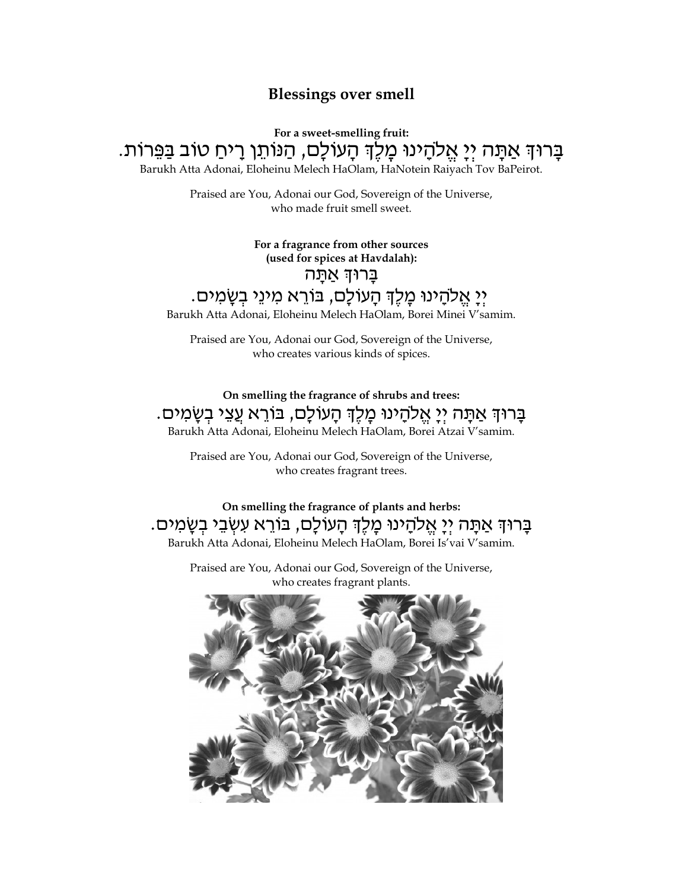## Blessings over smell

**For a sweet-smelling fruit:**

בָּרוּךְ אַתָּה יְיָ אֱלֹהֵינוּ מֶלֶךְ הָעוֹלָם, הַנּוֹתֵן רֵיחַ טוֹב בַּפֵּרוֹת.

Barukh Atta Adonai, Eloheinu Melech HaOlam, HaNotein Raiyach Tov BaPeirot.

Praised are You, Adonai our God, Sovereign of the Universe, who made fruit smell sweet.

**For a fragrance from other sources (used for spices at Havdalah):**

בָּרוּךְ אַתָּה יְיָ אֱלֹהֵינוּ מֶלֶךְ הָעוֹלָם, בּוֹרֵא מִינֵי בְשָׂמִים.

Barukh Atta Adonai, Eloheinu Melech HaOlam, Borei Minei V'samim.

Praised are You, Adonai our God, Sovereign of the Universe, who creates various kinds of spices.

**On smelling the fragrance of shrubs and trees:**

בָּרוּךְ אַתָּה יְיָ אֱלֹהֵינוּ מֶלֶךְ הָעוֹלָם, בּוֹרֵא עֲצֵי בְשָׂמִים.

Barukh Atta Adonai, Eloheinu Melech HaOlam, Borei Atzai V'samim.

Praised are You, Adonai our God, Sovereign of the Universe, who creates fragrant trees.

**On smelling the fragrance of plants and herbs:**

בָּרוּךְ אַתָּה יְיָ אֱלֹהֵינוּ מֶלֶךְ הָעוֹלָם, בּוֹרֵא עִשְׂבֵי בְשָׂמִים.

Barukh Atta Adonai, Eloheinu Melech HaOlam, Borei Is'vai V'samim.

Praised are You, Adonai our God, Sovereign of the Universe, who creates fragrant plants.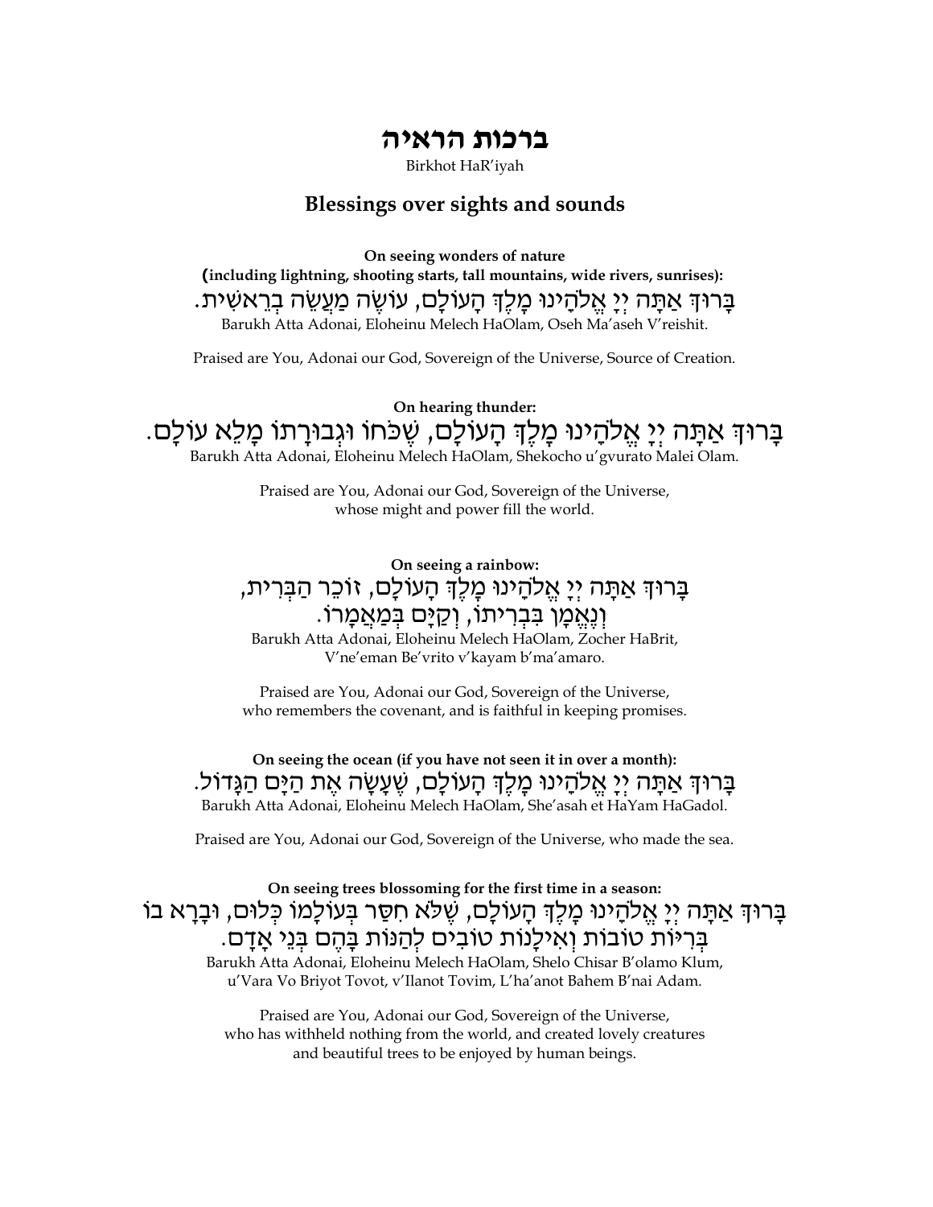# ברכות הראיה

Birkhot HaR'iyah

## Blessings over sights and sounds

**On seeing wonders of nature**
**(including lightning, shooting starts, tall mountains, wide rivers, sunrises):**

בָּרוּךְ אַתָּה יְיָ אֱלֹהֵינוּ מֶלֶךְ הָעוֹלָם, עוֹשֶׂה מַעֲשֵׂה בְרֵאשִׁית.

Barukh Atta Adonai, Eloheinu Melech HaOlam, Oseh Ma'aseh V'reishit.

Praised are You, Adonai our God, Sovereign of the Universe, Source of Creation.

**On hearing thunder:**

בָּרוּךְ אַתָּה יְיָ אֱלֹהֵינוּ מֶלֶךְ הָעוֹלָם, שֶׁכֹּחוֹ וּגְבוּרָתוֹ מָלֵא עוֹלָם.

Barukh Atta Adonai, Eloheinu Melech HaOlam, Shekocho u'gvurato Malei Olam.

Praised are You, Adonai our God, Sovereign of the Universe,
whose might and power fill the world.

**On seeing a rainbow:**

בָּרוּךְ אַתָּה יְיָ אֱלֹהֵינוּ מֶלֶךְ הָעוֹלָם, זוֹכֵר הַבְּרִית,
וְנֶאֱמָן בִּבְרִיתוֹ, וְקַיָּם בְּמַאֲמָרוֹ.

Barukh Atta Adonai, Eloheinu Melech HaOlam, Zocher HaBrit,
V'ne'eman Be'vrito v'kayam b'ma'amaro.

Praised are You, Adonai our God, Sovereign of the Universe,
who remembers the covenant, and is faithful in keeping promises.

**On seeing the ocean (if you have not seen it in over a month):**

בָּרוּךְ אַתָּה יְיָ אֱלֹהֵינוּ מֶלֶךְ הָעוֹלָם, שֶׁעָשָׂה אֶת הַיָּם הַגָּדוֹל.

Barukh Atta Adonai, Eloheinu Melech HaOlam, She'asah et HaYam HaGadol.

Praised are You, Adonai our God, Sovereign of the Universe, who made the sea.

**On seeing trees blossoming for the first time in a season:**

בָּרוּךְ אַתָּה יְיָ אֱלֹהֵינוּ מֶלֶךְ הָעוֹלָם, שֶׁלֹּא חִסַּר בְּעוֹלָמוֹ כְּלוּם, וּבָרָא בוֹ
בְּרִיּוֹת טוֹבוֹת וְאִילָנוֹת טוֹבִים לְהַנּוֹת בָּהֶם בְּנֵי אָדָם.

Barukh Atta Adonai, Eloheinu Melech HaOlam, Shelo Chisar B'olamo Klum,
u'Vara Vo Briyot Tovot, v'Ilanot Tovim, L'ha'anot Bahem B'nai Adam.

Praised are You, Adonai our God, Sovereign of the Universe,
who has withheld nothing from the world, and created lovely creatures
and beautiful trees to be enjoyed by human beings.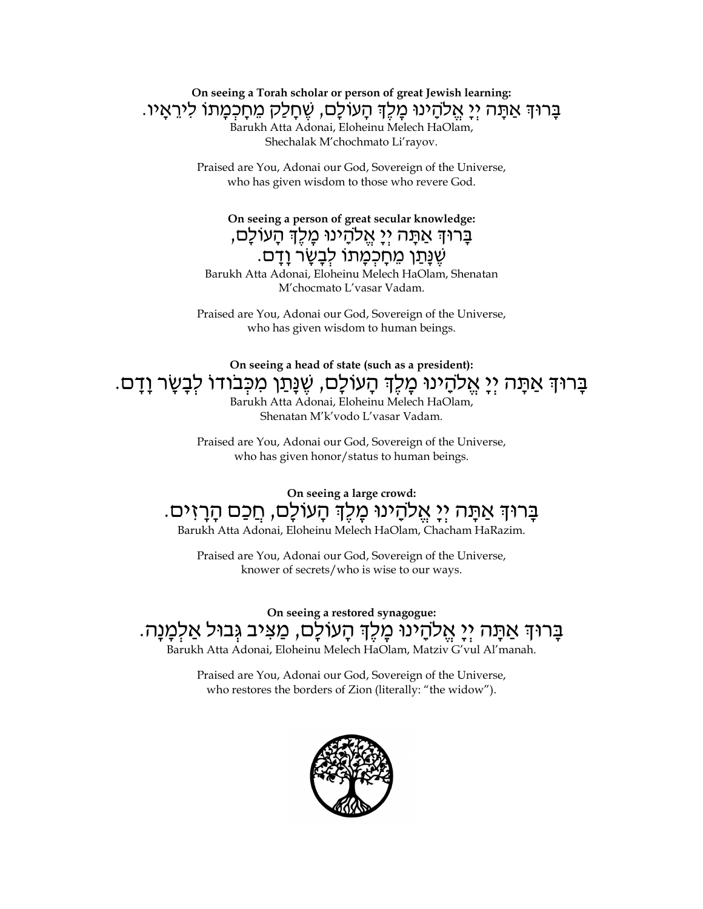**On seeing a Torah scholar or person of great Jewish learning:**

בָּרוּךְ אַתָּה יְיָ אֱלֹהֵינוּ מֶלֶךְ הָעוֹלָם, שֶׁחָלַק מֵחָכְמָתוֹ לִירֵאָיו.

Barukh Atta Adonai, Eloheinu Melech HaOlam,
Shechalak M'chochmato Li'rayov.

Praised are You, Adonai our God, Sovereign of the Universe,
who has given wisdom to those who revere God.

**On seeing a person of great secular knowledge:**

בָּרוּךְ אַתָּה יְיָ אֱלֹהֵינוּ מֶלֶךְ הָעוֹלָם,
שֶׁנָּתַן מֵחָכְמָתוֹ לְבָשָׂר וָדָם.

Barukh Atta Adonai, Eloheinu Melech HaOlam, Shenatan
M'chocmato L'vasar Vadam.

Praised are You, Adonai our God, Sovereign of the Universe,
who has given wisdom to human beings.

**On seeing a head of state (such as a president):**

בָּרוּךְ אַתָּה יְיָ אֱלֹהֵינוּ מֶלֶךְ הָעוֹלָם, שֶׁנָּתַן מִכְּבוֹדוֹ לְבָשָׂר וָדָם.

Barukh Atta Adonai, Eloheinu Melech HaOlam,
Shenatan M'k'vodo L'vasar Vadam.

Praised are You, Adonai our God, Sovereign of the Universe,
who has given honor/status to human beings.

**On seeing a large crowd:**

בָּרוּךְ אַתָּה יְיָ אֱלֹהֵינוּ מֶלֶךְ הָעוֹלָם, חֲכַם הָרָזִים.

Barukh Atta Adonai, Eloheinu Melech HaOlam, Chacham HaRazim.

Praised are You, Adonai our God, Sovereign of the Universe,
knower of secrets/who is wise to our ways.

**On seeing a restored synagogue:**

בָּרוּךְ אַתָּה יְיָ אֱלֹהֵינוּ מֶלֶךְ הָעוֹלָם, מַצִּיב גְּבוּל אַלְמָנָה.

Barukh Atta Adonai, Eloheinu Melech HaOlam, Matziv G'vul Al'manah.

Praised are You, Adonai our God, Sovereign of the Universe,
who restores the borders of Zion (literally: "the widow").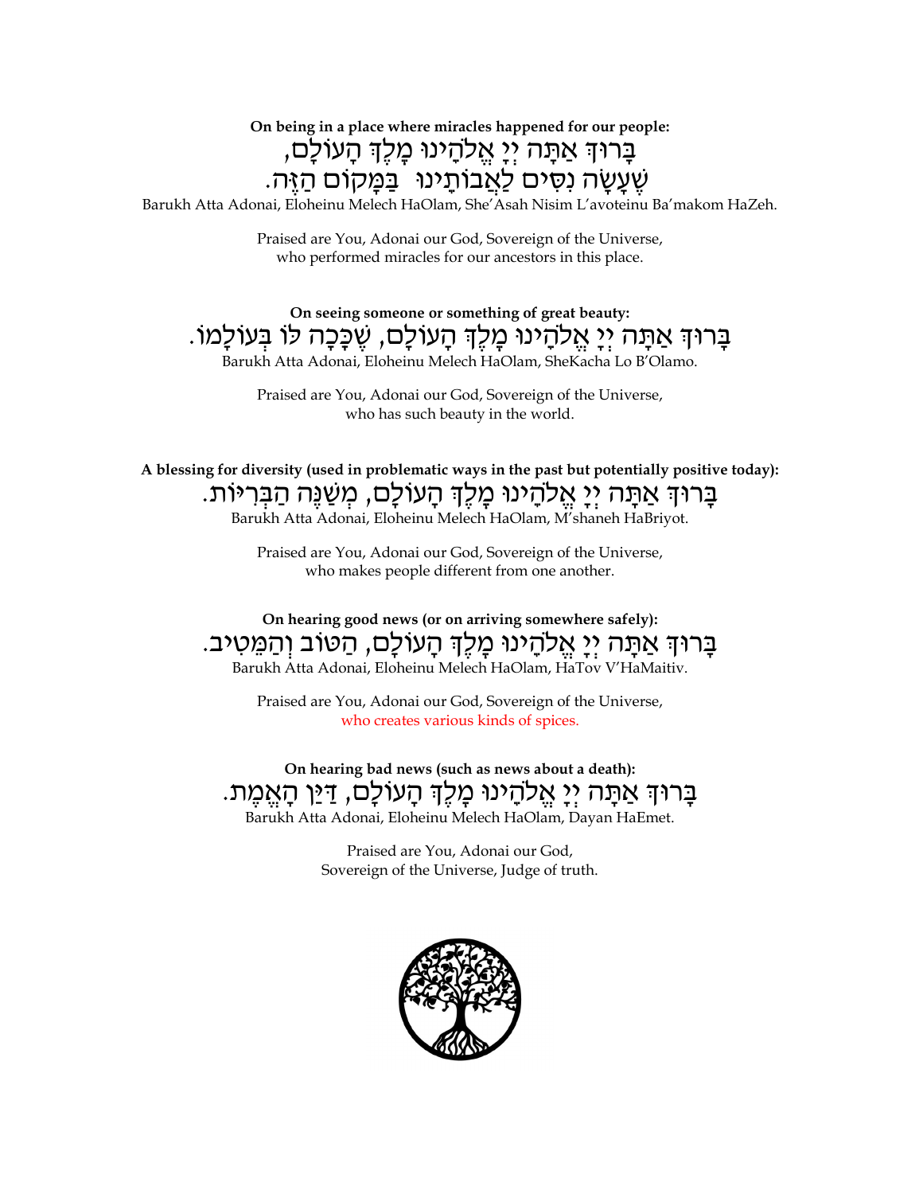**On being in a place where miracles happened for our people:**

בָּרוּךְ אַתָּה יְיָ אֱלֹהֵינוּ מֶלֶךְ הָעוֹלָם,
שֶׁעָשָׂה נִסִּים לַאֲבוֹתֵינוּ בַּמָּקוֹם הַזֶּה.

Barukh Atta Adonai, Eloheinu Melech HaOlam, She'Asah Nisim L'avoteinu Ba'makom HaZeh.

Praised are You, Adonai our God, Sovereign of the Universe,
who performed miracles for our ancestors in this place.

**On seeing someone or something of great beauty:**

בָּרוּךְ אַתָּה יְיָ אֱלֹהֵינוּ מֶלֶךְ הָעוֹלָם, שֶׁכָּכָה לּוֹ בְּעוֹלָמוֹ.

Barukh Atta Adonai, Eloheinu Melech HaOlam, SheKacha Lo B'Olamo.

Praised are You, Adonai our God, Sovereign of the Universe,
who has such beauty in the world.

**A blessing for diversity (used in problematic ways in the past but potentially positive today):**

בָּרוּךְ אַתָּה יְיָ אֱלֹהֵינוּ מֶלֶךְ הָעוֹלָם, מְשַׁנֶּה הַבְּרִיּוֹת.

Barukh Atta Adonai, Eloheinu Melech HaOlam, M'shaneh HaBriyot.

Praised are You, Adonai our God, Sovereign of the Universe,
who makes people different from one another.

**On hearing good news (or on arriving somewhere safely):**

בָּרוּךְ אַתָּה יְיָ אֱלֹהֵינוּ מֶלֶךְ הָעוֹלָם, הַטּוֹב וְהַמֵּטִיב.

Barukh Atta Adonai, Eloheinu Melech HaOlam, HaTov V'HaMaitiv.

Praised are You, Adonai our God, Sovereign of the Universe,
who creates various kinds of spices.

**On hearing bad news (such as news about a death):**

בָּרוּךְ אַתָּה יְיָ אֱלֹהֵינוּ מֶלֶךְ הָעוֹלָם, דַּיַּן הָאֱמֶת.

Barukh Atta Adonai, Eloheinu Melech HaOlam, Dayan HaEmet.

Praised are You, Adonai our God,
Sovereign of the Universe, Judge of truth.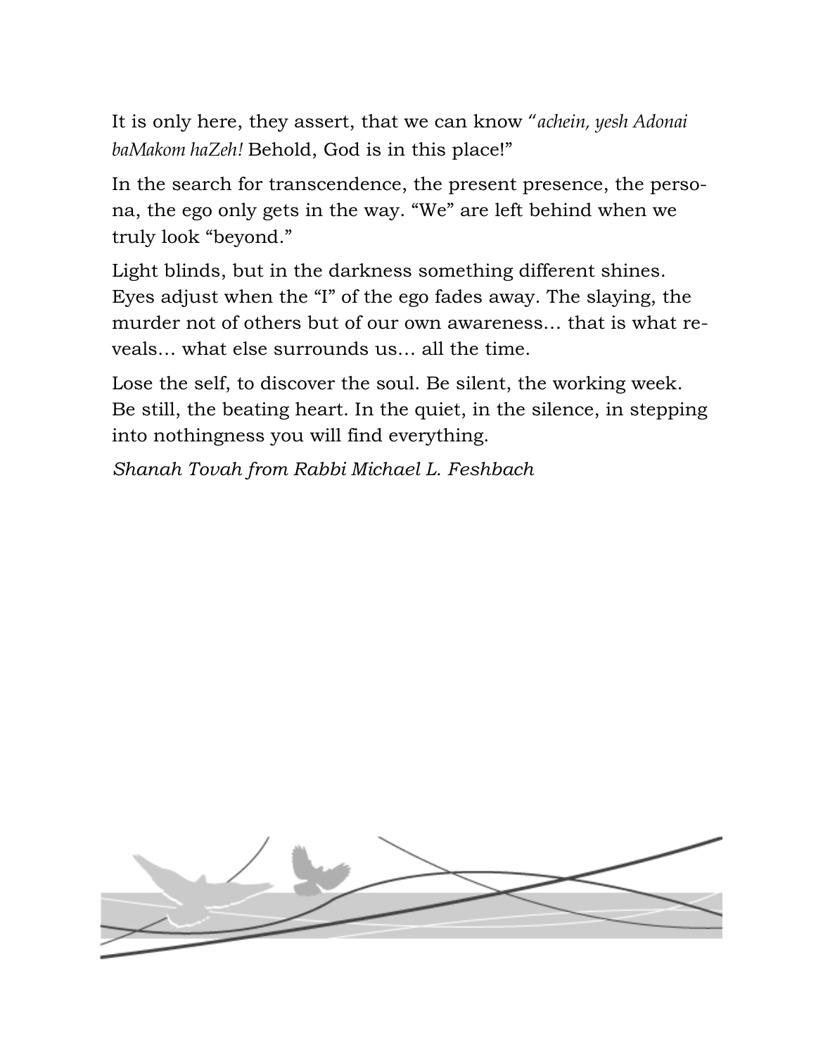It is only here, they assert, that we can know *"achein, yesh Adonai baMakom haZeh!* Behold, God is in this place!"

In the search for transcendence, the present presence, the persona, the ego only gets in the way. "We" are left behind when we truly look "beyond."

Light blinds, but in the darkness something different shines. Eyes adjust when the "I" of the ego fades away. The slaying, the murder not of others but of our own awareness… that is what reveals… what else surrounds us… all the time.

Lose the self, to discover the soul. Be silent, the working week. Be still, the beating heart. In the quiet, in the silence, in stepping into nothingness you will find everything.

*Shanah Tovah from Rabbi Michael L. Feshbach*